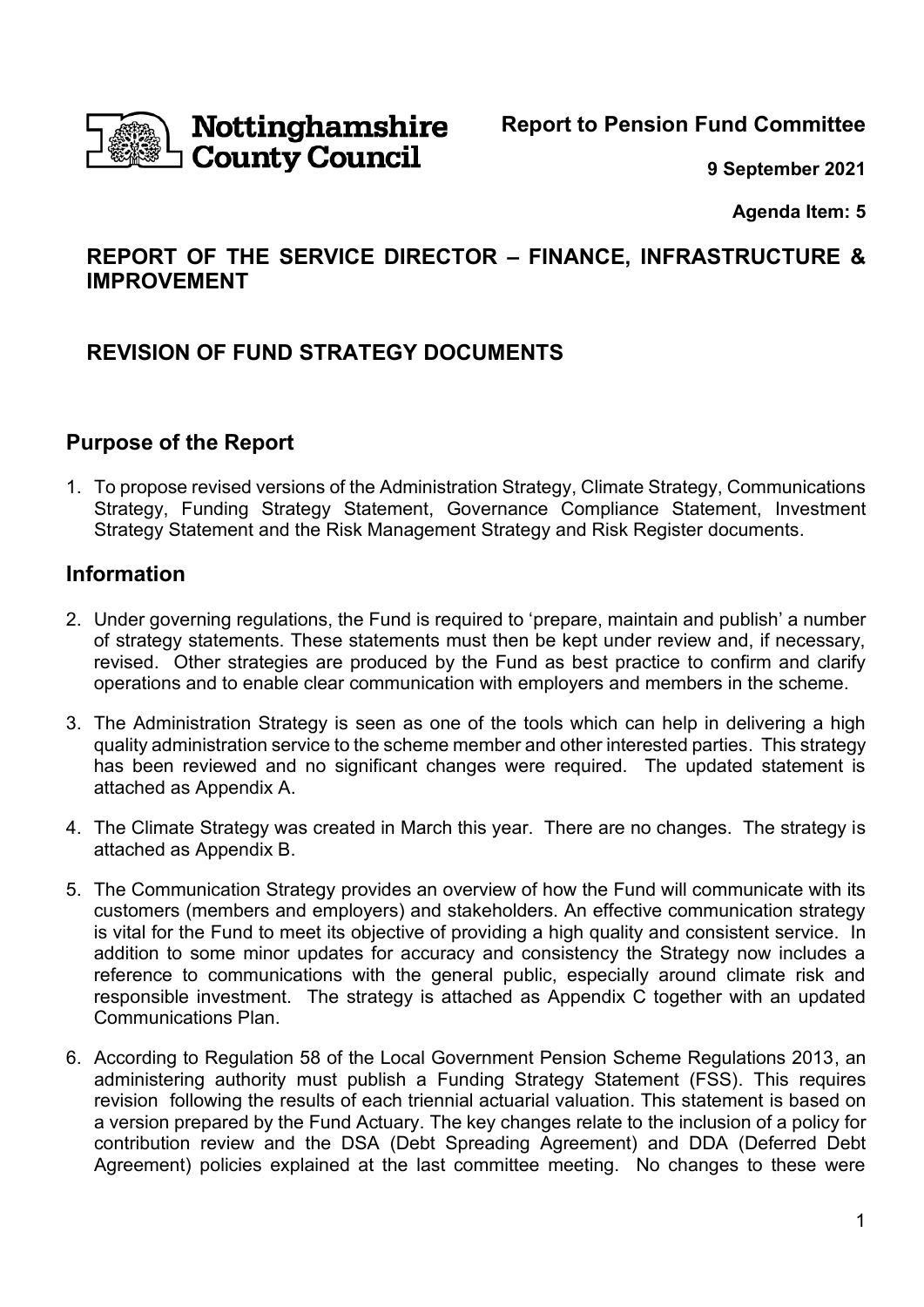**Nottinghamshire County Council**

**Report to Pension Fund Committee**

**9 September 2021**

**Agenda Item: 5**

## REPORT OF THE SERVICE DIRECTOR – FINANCE, INFRASTRUCTURE & IMPROVEMENT

## REVISION OF FUND STRATEGY DOCUMENTS

### Purpose of the Report

1. To propose revised versions of the Administration Strategy, Climate Strategy, Communications Strategy, Funding Strategy Statement, Governance Compliance Statement, Investment Strategy Statement and the Risk Management Strategy and Risk Register documents.

### Information

2. Under governing regulations, the Fund is required to 'prepare, maintain and publish' a number of strategy statements. These statements must then be kept under review and, if necessary, revised. Other strategies are produced by the Fund as best practice to confirm and clarify operations and to enable clear communication with employers and members in the scheme.

3. The Administration Strategy is seen as one of the tools which can help in delivering a high quality administration service to the scheme member and other interested parties. This strategy has been reviewed and no significant changes were required. The updated statement is attached as Appendix A.

4. The Climate Strategy was created in March this year. There are no changes. The strategy is attached as Appendix B.

5. The Communication Strategy provides an overview of how the Fund will communicate with its customers (members and employers) and stakeholders. An effective communication strategy is vital for the Fund to meet its objective of providing a high quality and consistent service. In addition to some minor updates for accuracy and consistency the Strategy now includes a reference to communications with the general public, especially around climate risk and responsible investment. The strategy is attached as Appendix C together with an updated Communications Plan.

6. According to Regulation 58 of the Local Government Pension Scheme Regulations 2013, an administering authority must publish a Funding Strategy Statement (FSS). This requires revision following the results of each triennial actuarial valuation. This statement is based on a version prepared by the Fund Actuary. The key changes relate to the inclusion of a policy for contribution review and the DSA (Debt Spreading Agreement) and DDA (Deferred Debt Agreement) policies explained at the last committee meeting. No changes to these were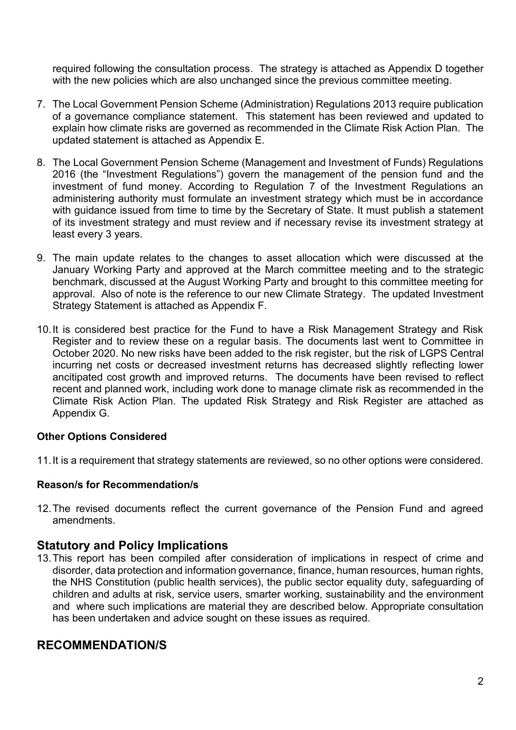required following the consultation process. The strategy is attached as Appendix D together with the new policies which are also unchanged since the previous committee meeting.

7. The Local Government Pension Scheme (Administration) Regulations 2013 require publication of a governance compliance statement. This statement has been reviewed and updated to explain how climate risks are governed as recommended in the Climate Risk Action Plan. The updated statement is attached as Appendix E.

8. The Local Government Pension Scheme (Management and Investment of Funds) Regulations 2016 (the "Investment Regulations") govern the management of the pension fund and the investment of fund money. According to Regulation 7 of the Investment Regulations an administering authority must formulate an investment strategy which must be in accordance with guidance issued from time to time by the Secretary of State. It must publish a statement of its investment strategy and must review and if necessary revise its investment strategy at least every 3 years.

9. The main update relates to the changes to asset allocation which were discussed at the January Working Party and approved at the March committee meeting and to the strategic benchmark, discussed at the August Working Party and brought to this committee meeting for approval. Also of note is the reference to our new Climate Strategy. The updated Investment Strategy Statement is attached as Appendix F.

10. It is considered best practice for the Fund to have a Risk Management Strategy and Risk Register and to review these on a regular basis. The documents last went to Committee in October 2020. No new risks have been added to the risk register, but the risk of LGPS Central incurring net costs or decreased investment returns has decreased slightly reflecting lower ancitipated cost growth and improved returns. The documents have been revised to reflect recent and planned work, including work done to manage climate risk as recommended in the Climate Risk Action Plan. The updated Risk Strategy and Risk Register are attached as Appendix G.

**Other Options Considered**

11. It is a requirement that strategy statements are reviewed, so no other options were considered.

**Reason/s for Recommendation/s**

12. The revised documents reflect the current governance of the Pension Fund and agreed amendments.

## Statutory and Policy Implications

13. This report has been compiled after consideration of implications in respect of crime and disorder, data protection and information governance, finance, human resources, human rights, the NHS Constitution (public health services), the public sector equality duty, safeguarding of children and adults at risk, service users, smarter working, sustainability and the environment and where such implications are material they are described below. Appropriate consultation has been undertaken and advice sought on these issues as required.

## RECOMMENDATION/S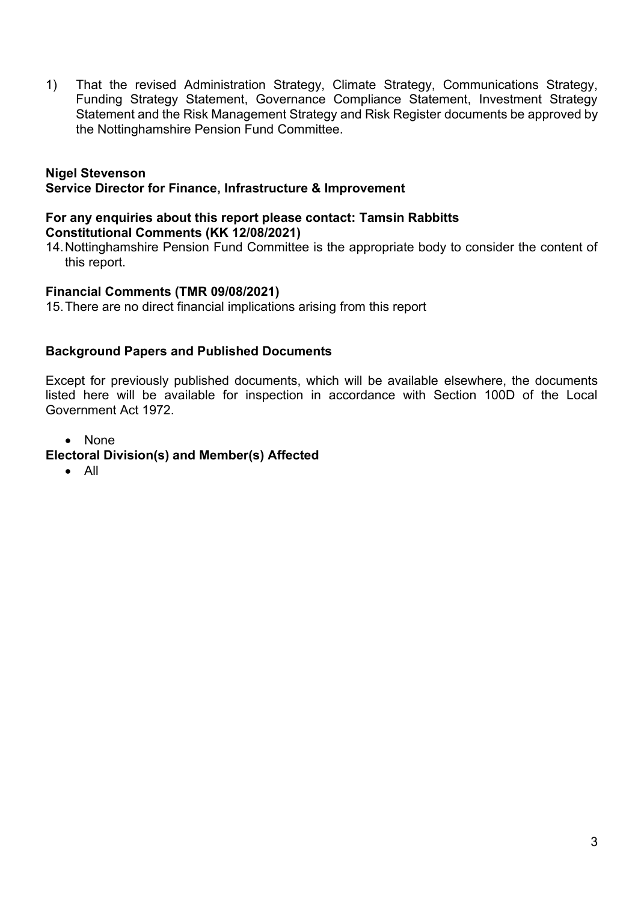1) That the revised Administration Strategy, Climate Strategy, Communications Strategy, Funding Strategy Statement, Governance Compliance Statement, Investment Strategy Statement and the Risk Management Strategy and Risk Register documents be approved by the Nottinghamshire Pension Fund Committee.

**Nigel Stevenson**
**Service Director for Finance, Infrastructure & Improvement**

**For any enquiries about this report please contact: Tamsin Rabbitts**
**Constitutional Comments (KK 12/08/2021)**

14. Nottinghamshire Pension Fund Committee is the appropriate body to consider the content of this report.

**Financial Comments (TMR 09/08/2021)**

15. There are no direct financial implications arising from this report

**Background Papers and Published Documents**

Except for previously published documents, which will be available elsewhere, the documents listed here will be available for inspection in accordance with Section 100D of the Local Government Act 1972.

- None

**Electoral Division(s) and Member(s) Affected**

- All